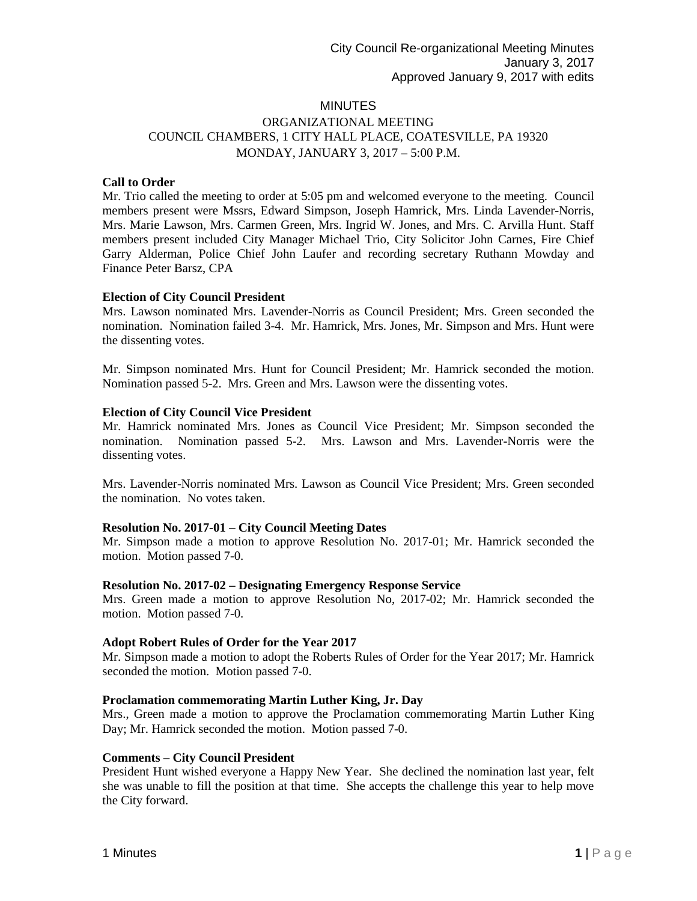City Council Re-organizational Meeting Minutes
January 3, 2017
Approved January 9, 2017 with edits

# MINUTES

## ORGANIZATIONAL MEETING
## COUNCIL CHAMBERS, 1 CITY HALL PLACE, COATESVILLE, PA 19320
## MONDAY, JANUARY 3, 2017 – 5:00 P.M.

**Call to Order**
Mr. Trio called the meeting to order at 5:05 pm and welcomed everyone to the meeting. Council members present were Mssrs, Edward Simpson, Joseph Hamrick, Mrs. Linda Lavender-Norris, Mrs. Marie Lawson, Mrs. Carmen Green, Mrs. Ingrid W. Jones, and Mrs. C. Arvilla Hunt. Staff members present included City Manager Michael Trio, City Solicitor John Carnes, Fire Chief Garry Alderman, Police Chief John Laufer and recording secretary Ruthann Mowday and Finance Peter Barsz, CPA

**Election of City Council President**
Mrs. Lawson nominated Mrs. Lavender-Norris as Council President; Mrs. Green seconded the nomination. Nomination failed 3-4. Mr. Hamrick, Mrs. Jones, Mr. Simpson and Mrs. Hunt were the dissenting votes.

Mr. Simpson nominated Mrs. Hunt for Council President; Mr. Hamrick seconded the motion. Nomination passed 5-2. Mrs. Green and Mrs. Lawson were the dissenting votes.

**Election of City Council Vice President**
Mr. Hamrick nominated Mrs. Jones as Council Vice President; Mr. Simpson seconded the nomination. Nomination passed 5-2. Mrs. Lawson and Mrs. Lavender-Norris were the dissenting votes.

Mrs. Lavender-Norris nominated Mrs. Lawson as Council Vice President; Mrs. Green seconded the nomination. No votes taken.

**Resolution No. 2017-01 – City Council Meeting Dates**
Mr. Simpson made a motion to approve Resolution No. 2017-01; Mr. Hamrick seconded the motion. Motion passed 7-0.

**Resolution No. 2017-02 – Designating Emergency Response Service**
Mrs. Green made a motion to approve Resolution No, 2017-02; Mr. Hamrick seconded the motion. Motion passed 7-0.

**Adopt Robert Rules of Order for the Year 2017**
Mr. Simpson made a motion to adopt the Roberts Rules of Order for the Year 2017; Mr. Hamrick seconded the motion. Motion passed 7-0.

**Proclamation commemorating Martin Luther King, Jr. Day**
Mrs., Green made a motion to approve the Proclamation commemorating Martin Luther King Day; Mr. Hamrick seconded the motion. Motion passed 7-0.

**Comments – City Council President**
President Hunt wished everyone a Happy New Year. She declined the nomination last year, felt she was unable to fill the position at that time. She accepts the challenge this year to help move the City forward.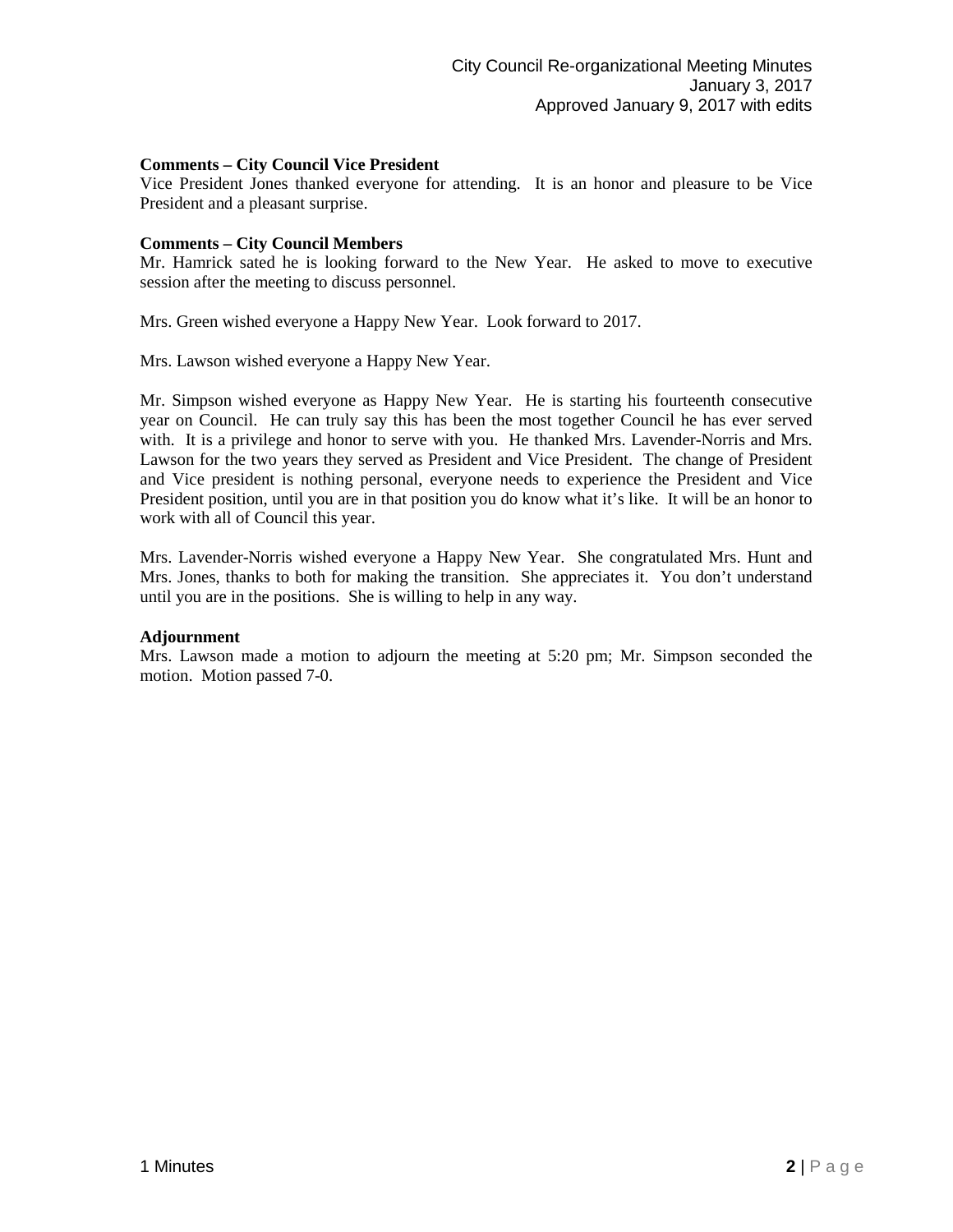**Comments – City Council Vice President**

Vice President Jones thanked everyone for attending. It is an honor and pleasure to be Vice President and a pleasant surprise.

**Comments – City Council Members**

Mr. Hamrick sated he is looking forward to the New Year. He asked to move to executive session after the meeting to discuss personnel.

Mrs. Green wished everyone a Happy New Year. Look forward to 2017.

Mrs. Lawson wished everyone a Happy New Year.

Mr. Simpson wished everyone as Happy New Year. He is starting his fourteenth consecutive year on Council. He can truly say this has been the most together Council he has ever served with. It is a privilege and honor to serve with you. He thanked Mrs. Lavender-Norris and Mrs. Lawson for the two years they served as President and Vice President. The change of President and Vice president is nothing personal, everyone needs to experience the President and Vice President position, until you are in that position you do know what it's like. It will be an honor to work with all of Council this year.

Mrs. Lavender-Norris wished everyone a Happy New Year. She congratulated Mrs. Hunt and Mrs. Jones, thanks to both for making the transition. She appreciates it. You don't understand until you are in the positions. She is willing to help in any way.

**Adjournment**

Mrs. Lawson made a motion to adjourn the meeting at 5:20 pm; Mr. Simpson seconded the motion. Motion passed 7-0.